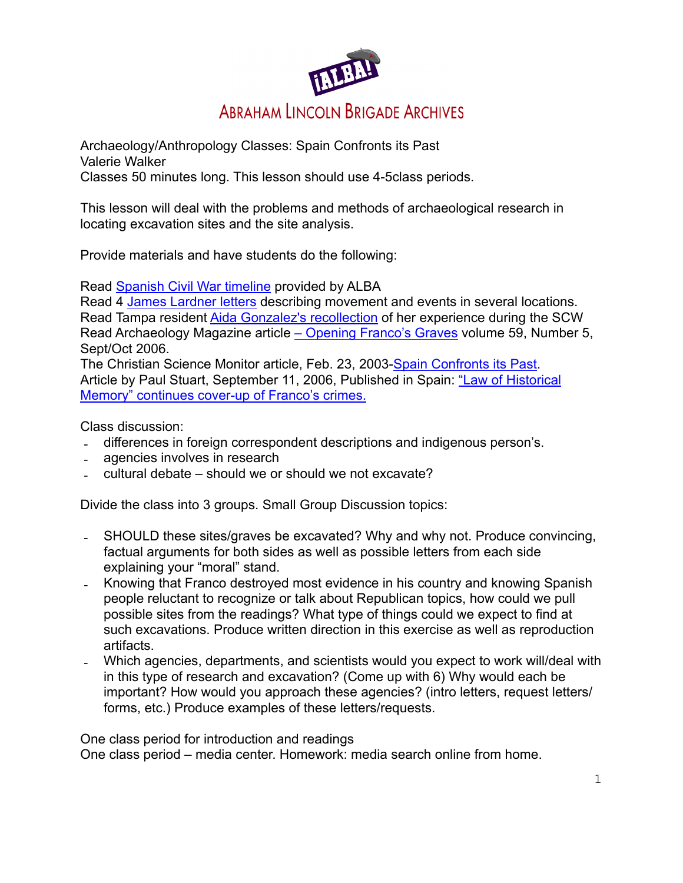# ABRAHAM LINCOLN BRIGADE ARCHIVES

Archaeology/Anthropology Classes: Spain Confronts its Past
Valerie Walker
Classes 50 minutes long. This lesson should use 4-5class periods.

This lesson will deal with the problems and methods of archaeological research in locating excavation sites and the site analysis.

Provide materials and have students do the following:

Read Spanish Civil War timeline provided by ALBA
Read 4 James Lardner letters describing movement and events in several locations.
Read Tampa resident Aida Gonzalez's recollection of her experience during the SCW
Read Archaeology Magazine article – Opening Franco's Graves volume 59, Number 5, Sept/Oct 2006.
The Christian Science Monitor article, Feb. 23, 2003-Spain Confronts its Past.
Article by Paul Stuart, September 11, 2006, Published in Spain: "Law of Historical Memory" continues cover-up of Franco's crimes.

Class discussion:

- differences in foreign correspondent descriptions and indigenous person's.
- agencies involves in research
- cultural debate – should we or should we not excavate?

Divide the class into 3 groups. Small Group Discussion topics:

- SHOULD these sites/graves be excavated? Why and why not. Produce convincing, factual arguments for both sides as well as possible letters from each side explaining your "moral" stand.
- Knowing that Franco destroyed most evidence in his country and knowing Spanish people reluctant to recognize or talk about Republican topics, how could we pull possible sites from the readings? What type of things could we expect to find at such excavations. Produce written direction in this exercise as well as reproduction artifacts.
- Which agencies, departments, and scientists would you expect to work will/deal with in this type of research and excavation? (Come up with 6) Why would each be important? How would you approach these agencies? (intro letters, request letters/ forms, etc.) Produce examples of these letters/requests.

One class period for introduction and readings
One class period – media center. Homework: media search online from home.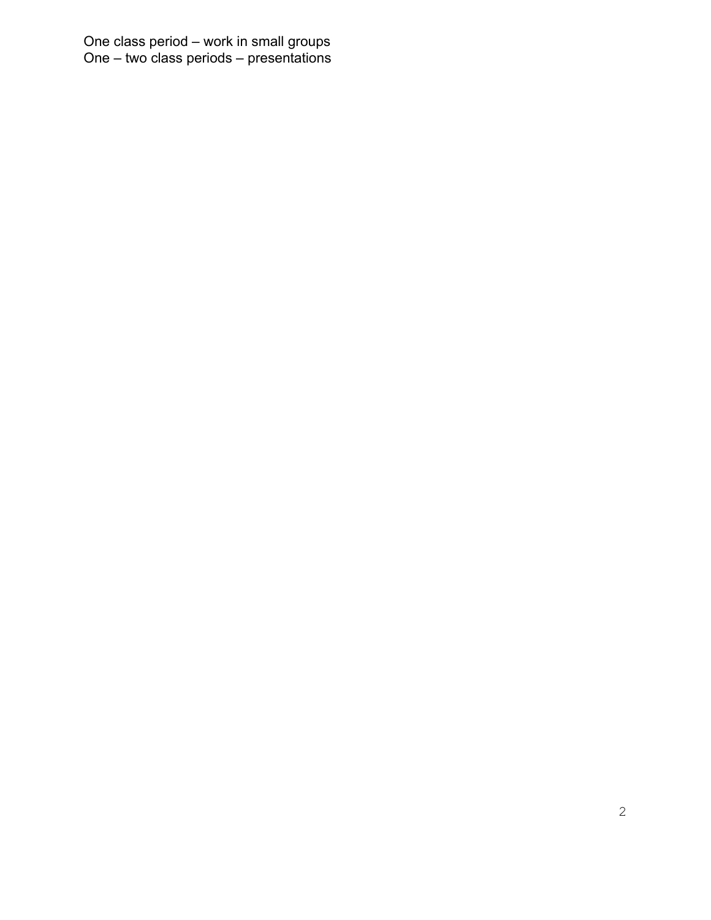One class period – work in small groups
One – two class periods – presentations